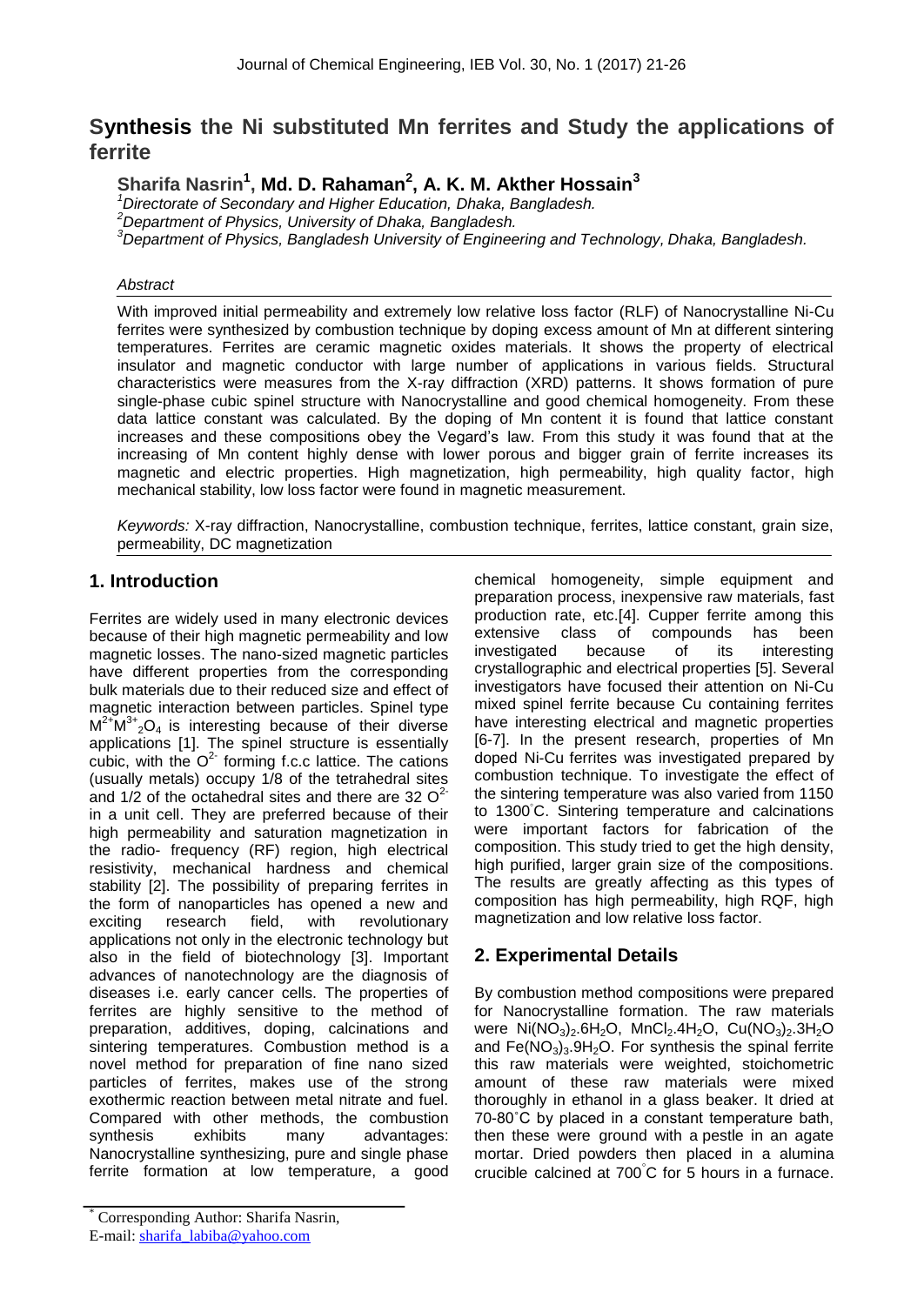# Synthesis the Ni substituted Mn ferrites and Study the applications of ferrite

**Sharifa Nasrin[1], Md. D. Rahaman[2], A. K. M. Akther Hossain[3]**

[1]*Directorate of Secondary and Higher Education, Dhaka, Bangladesh.*
[2]*Department of Physics, University of Dhaka, Bangladesh.*
[3]*Department of Physics, Bangladesh University of Engineering and Technology, Dhaka, Bangladesh.*

*Abstract*

With improved initial permeability and extremely low relative loss factor (RLF) of Nanocrystalline Ni-Cu ferrites were synthesized by combustion technique by doping excess amount of Mn at different sintering temperatures. Ferrites are ceramic magnetic oxides materials. It shows the property of electrical insulator and magnetic conductor with large number of applications in various fields. Structural characteristics were measures from the X-ray diffraction (XRD) patterns. It shows formation of pure single-phase cubic spinel structure with Nanocrystalline and good chemical homogeneity. From these data lattice constant was calculated. By the doping of Mn content it is found that lattice constant increases and these compositions obey the Vegard's law. From this study it was found that at the increasing of Mn content highly dense with lower porous and bigger grain of ferrite increases its magnetic and electric properties. High magnetization, high permeability, high quality factor, high mechanical stability, low loss factor were found in magnetic measurement.

*Keywords:* X-ray diffraction, Nanocrystalline, combustion technique, ferrites, lattice constant, grain size, permeability, DC magnetization

## 1. Introduction

Ferrites are widely used in many electronic devices because of their high magnetic permeability and low magnetic losses. The nano-sized magnetic particles have different properties from the corresponding bulk materials due to their reduced size and effect of magnetic interaction between particles. Spinel type $M^{2+}M^{3+}{}_2O_4$ is interesting because of their diverse applications [1]. The spinel structure is essentially cubic, with the $O^{2-}$ forming f.c.c lattice. The cations (usually metals) occupy 1/8 of the tetrahedral sites and 1/2 of the octahedral sites and there are 32 $O^{2-}$ in a unit cell. They are preferred because of their high permeability and saturation magnetization in the radio- frequency (RF) region, high electrical resistivity, mechanical hardness and chemical stability [2]. The possibility of preparing ferrites in the form of nanoparticles has opened a new and exciting research field, with revolutionary applications not only in the electronic technology but also in the field of biotechnology [3]. Important advances of nanotechnology are the diagnosis of diseases i.e. early cancer cells. The properties of ferrites are highly sensitive to the method of preparation, additives, doping, calcinations and sintering temperatures. Combustion method is a novel method for preparation of fine nano sized particles of ferrites, makes use of the strong exothermic reaction between metal nitrate and fuel. Compared with other methods, the combustion synthesis exhibits many advantages: Nanocrystalline synthesizing, pure and single phase ferrite formation at low temperature, a good chemical homogeneity, simple equipment and preparation process, inexpensive raw materials, fast production rate, etc.[4]. Cupper ferrite among this extensive class of compounds has been investigated because of its interesting crystallographic and electrical properties [5]. Several investigators have focused their attention on Ni-Cu mixed spinel ferrite because Cu containing ferrites have interesting electrical and magnetic properties [6-7]. In the present research, properties of Mn doped Ni-Cu ferrites was investigated prepared by combustion technique. To investigate the effect of the sintering temperature was also varied from 1150 to 1300°C. Sintering temperature and calcinations were important factors for fabrication of the composition. This study tried to get the high density, high purified, larger grain size of the compositions. The results are greatly affecting as this types of composition has high permeability, high RQF, high magnetization and low relative loss factor.

## 2. Experimental Details

By combustion method compositions were prepared for Nanocrystalline formation. The raw materials were $Ni(NO_3)_2.6H_2O$, $MnCl_2.4H_2O$, $Cu(NO_3)_2.3H_2O$ and $Fe(NO_3)_3.9H_2O$. For synthesis the spinal ferrite this raw materials were weighted, stoichometric amount of these raw materials were mixed thoroughly in ethanol in a glass beaker. It dried at 70-80°C by placed in a constant temperature bath, then these were ground with a pestle in an agate mortar. Dried powders then placed in a alumina crucible calcined at 700°C for 5 hours in a furnace.

\* Corresponding Author: Sharifa Nasrin,
E-mail: sharifa_labiba@yahoo.com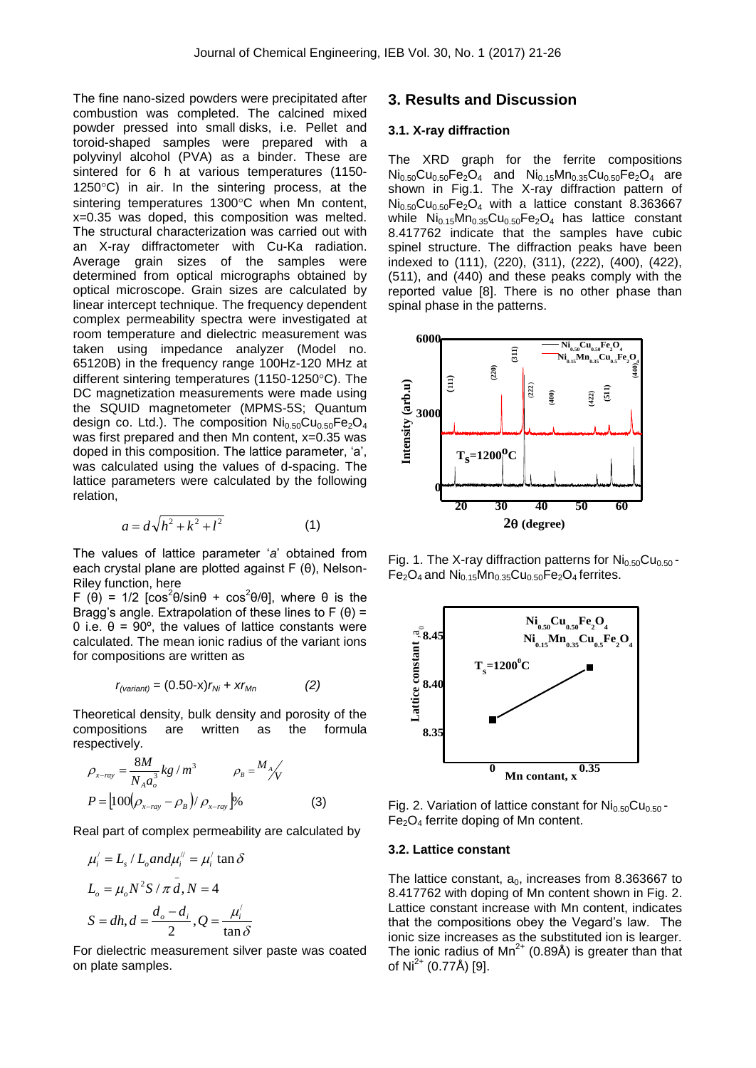The fine nano-sized powders were precipitated after combustion was completed. The calcined mixed powder pressed into small disks, i.e. Pellet and toroid-shaped samples were prepared with a polyvinyl alcohol (PVA) as a binder. These are sintered for 6 h at various temperatures (1150-1250°C) in air. In the sintering process, at the sintering temperatures 1300°C when Mn content, x=0.35 was doped, this composition was melted. The structural characterization was carried out with an X-ray diffractometer with Cu-Ka radiation. Average grain sizes of the samples were determined from optical micrographs obtained by optical microscope. Grain sizes are calculated by linear intercept technique. The frequency dependent complex permeability spectra were investigated at room temperature and dielectric measurement was taken using impedance analyzer (Model no. 65120B) in the frequency range 100Hz-120 MHz at different sintering temperatures (1150-1250°C). The DC magnetization measurements were made using the SQUID magnetometer (MPMS-5S; Quantum design co. Ltd.). The composition $Ni_{0.50}Cu_{0.50}Fe_2O_4$ was first prepared and then Mn content, x=0.35 was doped in this composition. The lattice parameter, 'a', was calculated using the values of d-spacing. The lattice parameters were calculated by the following relation,

$$a = d\sqrt{h^2 + k^2 + l^2} \qquad (1)$$

The values of lattice parameter '*a*' obtained from each crystal plane are plotted against F (θ), Nelson-Riley function, here

F (θ) = 1/2 [$\cos^2\theta/\sin\theta + \cos^2\theta/\theta$], where θ is the Bragg's angle. Extrapolation of these lines to F (θ) = 0 i.e. θ = 90º, the values of lattice constants were calculated. The mean ionic radius of the variant ions for compositions are written as

$$r_{(variant)} = (0.50\text{-}x)r_{Ni} + xr_{Mn} \qquad (2)$$

Theoretical density, bulk density and porosity of the compositions are written as the formula respectively.

$$\rho_{x-ray} = \frac{8M}{N_A a_o^3} kg/m^3 \qquad \rho_B = M_A/V$$

$$P = \left[100\left(\rho_{x-ray} - \rho_B\right)/\rho_{x-ray}\right]\% \qquad (3)$$

Real part of complex permeability are calculated by

$$\mu_i' = L_s / L_o \, and \, \mu_i'' = \mu_i' \tan\delta$$

$$L_o = \mu_o N^2 S / \pi \bar{d}, N = 4$$

$$S = dh, d = \frac{d_o - d_i}{2}, Q = \frac{\mu_i'}{\tan\delta}$$

For dielectric measurement silver paste was coated on plate samples.

## 3. Results and Discussion

### 3.1. X-ray diffraction

The XRD graph for the ferrite compositions $Ni_{0.50}Cu_{0.50}Fe_2O_4$ and $Ni_{0.15}Mn_{0.35}Cu_{0.50}Fe_2O_4$ are shown in Fig.1. The X-ray diffraction pattern of $Ni_{0.50}Cu_{0.50}Fe_2O_4$ with a lattice constant 8.363667 while $Ni_{0.15}Mn_{0.35}Cu_{0.50}Fe_2O_4$ has lattice constant 8.417762 indicate that the samples have cubic spinel structure. The diffraction peaks have been indexed to (111), (220), (311), (222), (400), (422), (511), and (440) and these peaks comply with the reported value [8]. There is no other phase than spinal phase in the patterns.

6000
3000
0
Intensity (arb.u)
(111) (220) (311) (222) (400) (422) (511) (440)
$Ni_{0.50}Cu_{0.50}Fe_2O_4$
$Ni_{0.15}Mn_{0.35}Cu_{0.5}Fe_2O_4$
$T_S$=1200$^0$C
20 30 40 50 60
2θ (degree)

Fig. 1. The X-ray diffraction patterns for $Ni_{0.50}Cu_{0.50}$-$Fe_2O_4$ and $Ni_{0.15}Mn_{0.35}Cu_{0.50}Fe_2O_4$ ferrites.

Lattice constant, $a_0$
8.45
8.40
8.35
$Ni_{0.50}Cu_{0.50}Fe_2O_4$
$Ni_{0.15}Mn_{0.35}Cu_{0.5}Fe_2O_4$
$T_s$=1200$^0$C
0 0.35
Mn contant, x

Fig. 2. Variation of lattice constant for $Ni_{0.50}Cu_{0.50}$-$Fe_2O_4$ ferrite doping of Mn content.

### 3.2. Lattice constant

The lattice constant, $a_0$, increases from 8.363667 to 8.417762 with doping of Mn content shown in Fig. 2. Lattice constant increase with Mn content, indicates that the compositions obey the Vegard's law. The ionic size increases as the substituted ion is learger. The ionic radius of $Mn^{2+}$ (0.89Å) is greater than that of $Ni^{2+}$ (0.77Å) [9].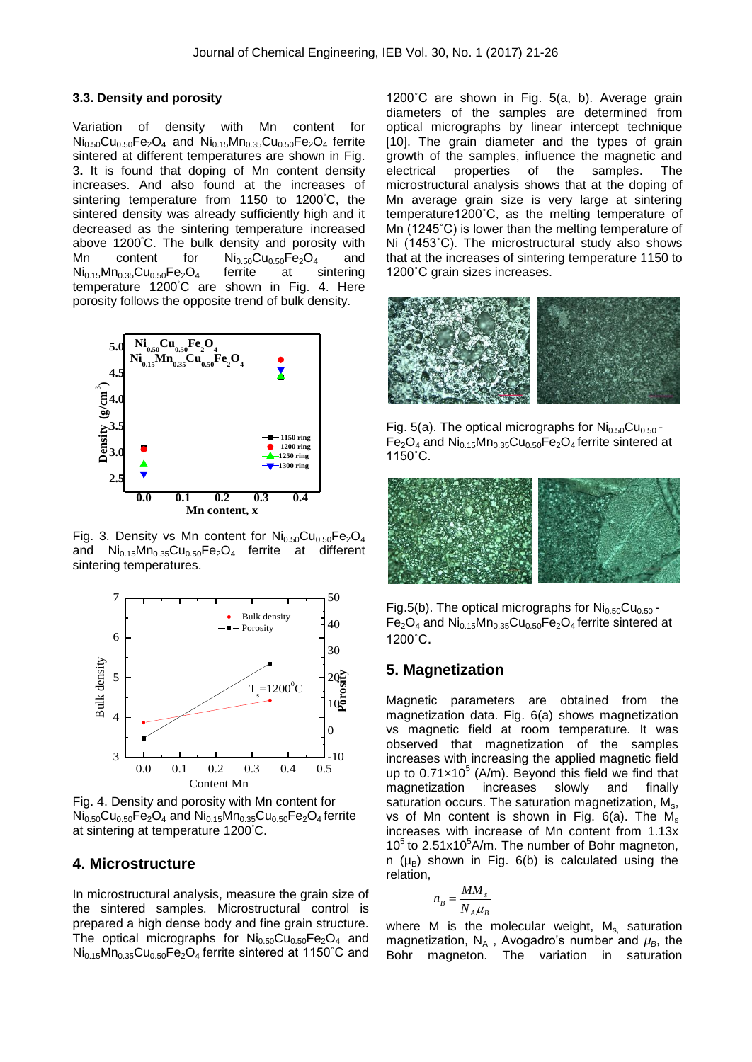### 3.3. Density and porosity

Variation of density with Mn content for $Ni_{0.50}Cu_{0.50}Fe_2O_4$ and $Ni_{0.15}Mn_{0.35}Cu_{0.50}Fe_2O_4$ ferrite sintered at different temperatures are shown in Fig. 3. It is found that doping of Mn content density increases. And also found at the increases of sintering temperature from 1150 to 1200˚C, the sintered density was already sufficiently high and it decreased as the sintering temperature increased above 1200˚C. The bulk density and porosity with Mn content for $Ni_{0.50}Cu_{0.50}Fe_2O_4$ and $Ni_{0.15}Mn_{0.35}Cu_{0.50}Fe_2O_4$ ferrite at sintering temperature 1200˚C are shown in Fig. 4. Here porosity follows the opposite trend of bulk density.

$Ni_{0.50}Cu_{0.50}Fe_2O_4$
$Ni_{0.15}Mn_{0.35}Cu_{0.50}Fe_2O_4$
Density (g/cm³)
5.0
4.5
4.0
3.5
3.0
2.5
0.0 0.1 0.2 0.3 0.4
Mn content, x
1150 ring
1200 ring
1250 ring
1300 ring

Fig. 3. Density vs Mn content for $Ni_{0.50}Cu_{0.50}Fe_2O_4$ and $Ni_{0.15}Mn_{0.35}Cu_{0.50}Fe_2O_4$ ferrite at different sintering temperatures.

Bulk density
Porosity
Bulk density
Porosity
$T_s$=1200°C
7
6
5
4
3
50
40
30
20
10
0
-10
0.0 0.1 0.2 0.3 0.4 0.5
Content Mn

Fig. 4. Density and porosity with Mn content for $Ni_{0.50}Cu_{0.50}Fe_2O_4$ and $Ni_{0.15}Mn_{0.35}Cu_{0.50}Fe_2O_4$ ferrite at sintering at temperature 1200˚C.

## 4. Microstructure

In microstructural analysis, measure the grain size of the sintered samples. Microstructural control is prepared a high dense body and fine grain structure. The optical micrographs for $Ni_{0.50}Cu_{0.50}Fe_2O_4$ and $Ni_{0.15}Mn_{0.35}Cu_{0.50}Fe_2O_4$ ferrite sintered at 1150˚C and 1200˚C are shown in Fig. 5(a, b). Average grain diameters of the samples are determined from optical micrographs by linear intercept technique [10]. The grain diameter and the types of grain growth of the samples, influence the magnetic and electrical properties of the samples. The microstructural analysis shows that at the doping of Mn average grain size is very large at sintering temperature1200˚C, as the melting temperature of Mn (1245˚C) is lower than the melting temperature of Ni (1453˚C). The microstructural study also shows that at the increases of sintering temperature 1150 to 1200˚C grain sizes increases.

Fig. 5(a). The optical micrographs for $Ni_{0.50}Cu_{0.50}$-$Fe_2O_4$ and $Ni_{0.15}Mn_{0.35}Cu_{0.50}Fe_2O_4$ ferrite sintered at 1150˚C.

Fig.5(b). The optical micrographs for $Ni_{0.50}Cu_{0.50}$-$Fe_2O_4$ and $Ni_{0.15}Mn_{0.35}Cu_{0.50}Fe_2O_4$ ferrite sintered at 1200˚C.

## 5. Magnetization

Magnetic parameters are obtained from the magnetization data. Fig. 6(a) shows magnetization vs magnetic field at room temperature. It was observed that magnetization of the samples increases with increasing the applied magnetic field up to $0.71\times10^5$ (A/m). Beyond this field we find that magnetization increases slowly and finally saturation occurs. The saturation magnetization, $M_s$, vs of Mn content is shown in Fig. 6(a). The $M_s$ increases with increase of Mn content from $1.13\times10^5$ to $2.51\times10^5$A/m. The number of Bohr magneton, n ($\mu_B$) shown in Fig. 6(b) is calculated using the relation,

$$n_B = \frac{MM_s}{N_A \mu_B}$$

where M is the molecular weight, $M_s$, saturation magnetization, $N_A$ , Avogadro's number and $\mu_B$, the Bohr magneton. The variation in saturation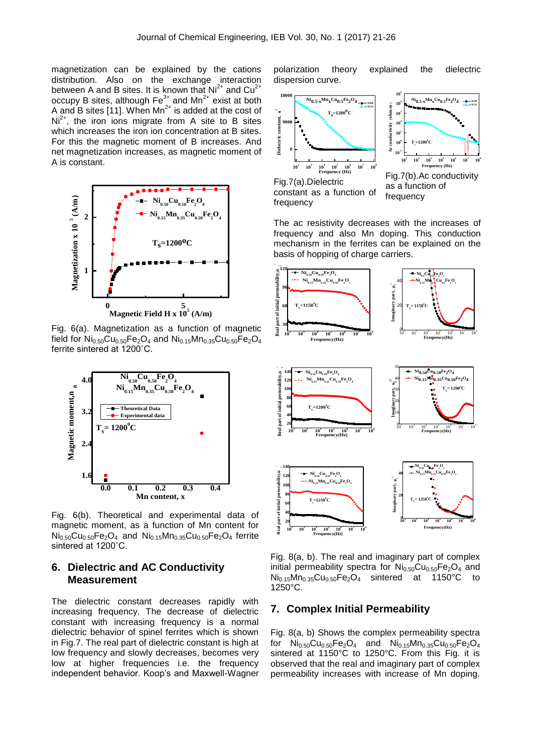magnetization can be explained by the cations distribution. Also on the exchange interaction between A and B sites. It is known that $Ni^{2+}$ and $Cu^{2+}$ occupy B sites, although $Fe^{3+}$ and $Mn^{2+}$ exist at both A and B sites [11]. When $Mn^{2+}$ is added at the cost of $Ni^{2+}$, the iron ions migrate from A site to B sites which increases the iron ion concentration at B sites. For this the magnetic moment of B increases. And net magnetization increases, as magnetic moment of A is constant.

Magnetization x 10^5 (A/m)
Magnetic Field H x 10^5 (A/m)
Ni0.50Cu0.50Fe2O4
Ni0.15Mn0.35Cu0.50Fe2O4
TS=1200°C

Fig. 6(a). Magnetization as a function of magnetic field for $Ni_{0.50}Cu_{0.50}Fe_2O_4$ and $Ni_{0.15}Mn_{0.35}Cu_{0.50}Fe_2O_4$ ferrite sintered at 1200˚C.

Magnetic moment, nB
Mn content, x
Theoretical Data
Experimental data
TS = 1200°C

Fig. 6(b). Theoretical and experimental data of magnetic moment, as a function of Mn content for $Ni_{0.50}Cu_{0.50}Fe_2O_4$ and $Ni_{0.15}Mn_{0.35}Cu_{0.50}Fe_2O_4$ ferrite sintered at 1200˚C.

## 6. Dielectric and AC Conductivity Measurement

The dielectric constant decreases rapidly with increasing frequency. The decrease of dielectric constant with increasing frequency is a normal dielectric behavior of spinel ferrites which is shown in Fig.7. The real part of dielectric constant is high at low frequency and slowly decreases, becomes very low at higher frequencies i.e. the frequency independent behavior. Koop's and Maxwell-Wagner polarization theory explained the dielectric dispersion curve.

Dielectric constant, ε′
Frequency (Hz)
Ni0.5-xMnxCu0.5Fe2O4
TS=1200°C

Fig.7(a).Dielectric constant as a function of frequency

Ac conductivity (ohm-m)
Frequency (Hz)
Ni0.5-xMnxCu0.5Fe2O4
TS=1200°C

Fig.7(b).Ac conductivity as a function of frequency

The ac resistivity decreases with the increases of frequency and also Mn doping. This conduction mechanism in the ferrites can be explained on the basis of hopping of charge carriers.

Real part of initial permeability
Imaginary part
Frequency(Hz)
TS=1150°C
TS=1200°C
TS=1250°C

Fig. 8(a, b). The real and imaginary part of complex initial permeability spectra for $Ni_{0.50}Cu_{0.50}Fe_2O_4$ and $Ni_{0.15}Mn_{0.35}Cu_{0.50}Fe_2O_4$ sintered at 1150°C to 1250°C.

## 7. Complex Initial Permeability

Fig. 8(a, b) Shows the complex permeability spectra for $Ni_{0.50}Cu_{0.50}Fe_2O_4$ and $Ni_{0.15}Mn_{0.35}Cu_{0.50}Fe_2O_4$ sintered at 1150°C to 1250°C. From this Fig. it is observed that the real and imaginary part of complex permeability increases with increase of Mn doping.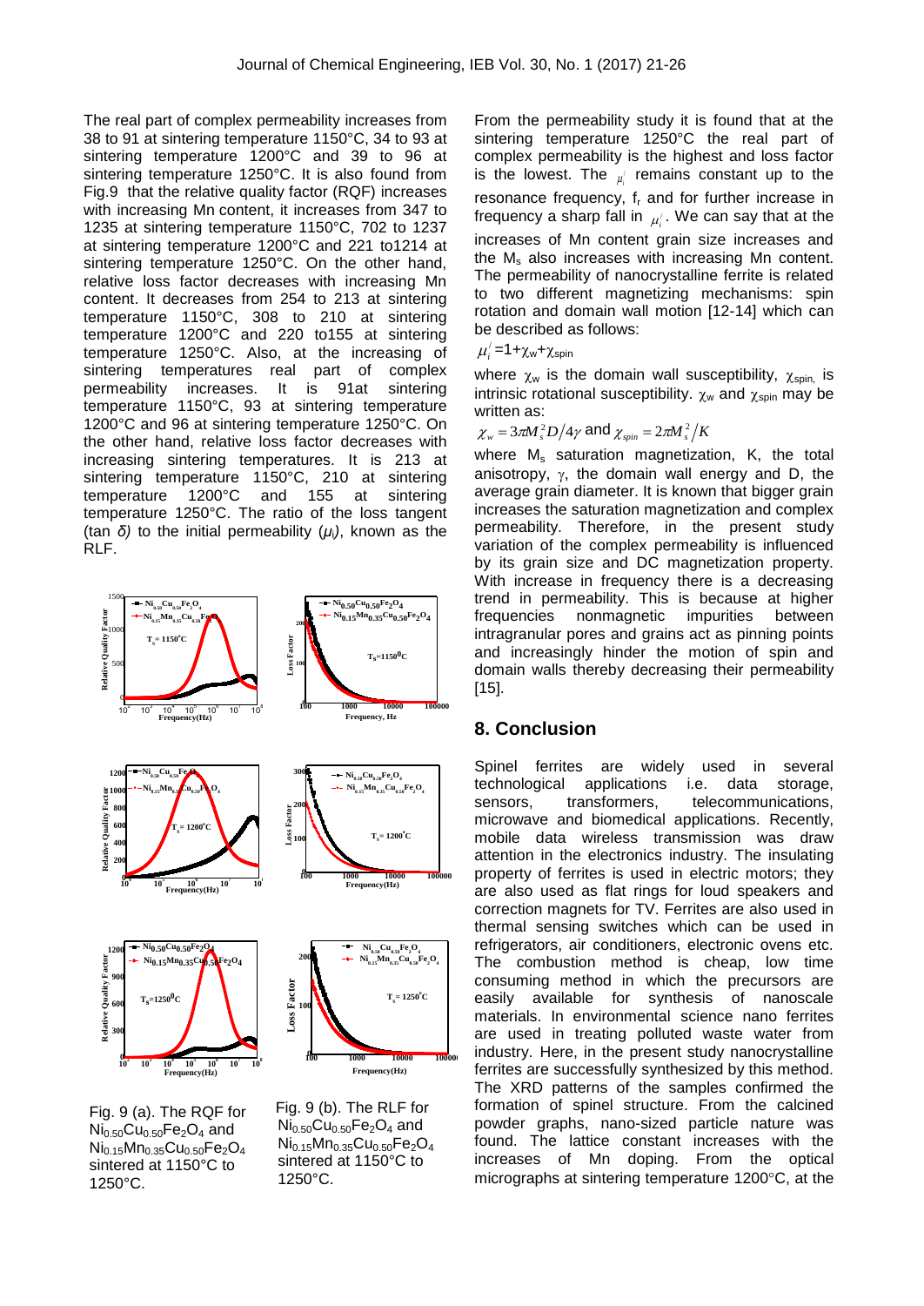The real part of complex permeability increases from 38 to 91 at sintering temperature 1150°C, 34 to 93 at sintering temperature 1200°C and 39 to 96 at sintering temperature 1250°C. It is also found from Fig.9 that the relative quality factor (RQF) increases with increasing Mn content, it increases from 347 to 1235 at sintering temperature 1150°C, 702 to 1237 at sintering temperature 1200°C and 221 to1214 at sintering temperature 1250°C. On the other hand, relative loss factor decreases with increasing Mn content. It decreases from 254 to 213 at sintering temperature 1150°C, 308 to 210 at sintering temperature 1200°C and 220 to155 at sintering temperature 1250°C. Also, at the increasing of sintering temperatures real part of complex permeability increases. It is 91at sintering temperature 1150°C, 93 at sintering temperature 1200°C and 96 at sintering temperature 1250°C. On the other hand, relative loss factor decreases with increasing sintering temperatures. It is 213 at sintering temperature 1150°C, 210 at sintering temperature 1200°C and 155 at sintering temperature 1250°C. The ratio of the loss tangent (tan *δ)* to the initial permeability ($\mu_i$), known as the RLF.

Fig. 9 (a). The RQF for $Ni_{0.50}Cu_{0.50}Fe_2O_4$ and $Ni_{0.15}Mn_{0.35}Cu_{0.50}Fe_2O_4$ sintered at 1150°C to 1250°C.

Fig. 9 (b). The RLF for $Ni_{0.50}Cu_{0.50}Fe_2O_4$ and $Ni_{0.15}Mn_{0.35}Cu_{0.50}Fe_2O_4$ sintered at 1150°C to 1250°C.

From the permeability study it is found that at the sintering temperature 1250°C the real part of complex permeability is the highest and loss factor is the lowest. The $\mu_i'$ remains constant up to the resonance frequency, $f_r$ and for further increase in frequency a sharp fall in $\mu_i'$. We can say that at the increases of Mn content grain size increases and the $M_s$ also increases with increasing Mn content. The permeability of nanocrystalline ferrite is related to two different magnetizing mechanisms: spin rotation and domain wall motion [12-14] which can be described as follows:

$$\mu_i' = 1 + \chi_w + \chi_{spin}$$

where $\chi_w$ is the domain wall susceptibility, $\chi_{spin}$ is intrinsic rotational susceptibility. $\chi_w$ and $\chi_{spin}$ may be written as:

$$\chi_w = 3\pi M_s^2 D / 4\gamma \text{ and } \chi_{spin} = 2\pi M_s^2 / K$$

where $M_s$ saturation magnetization, K, the total anisotropy, γ, the domain wall energy and D, the average grain diameter. It is known that bigger grain increases the saturation magnetization and complex permeability. Therefore, in the present study variation of the complex permeability is influenced by its grain size and DC magnetization property. With increase in frequency there is a decreasing trend in permeability. This is because at higher frequencies nonmagnetic impurities between intragranular pores and grains act as pinning points and increasingly hinder the motion of spin and domain walls thereby decreasing their permeability [15].

## 8. Conclusion

Spinel ferrites are widely used in several technological applications i.e. data storage, sensors, transformers, telecommunications, microwave and biomedical applications. Recently, mobile data wireless transmission was draw attention in the electronics industry. The insulating property of ferrites is used in electric motors; they are also used as flat rings for loud speakers and correction magnets for TV. Ferrites are also used in thermal sensing switches which can be used in refrigerators, air conditioners, electronic ovens etc. The combustion method is cheap, low time consuming method in which the precursors are easily available for synthesis of nanoscale materials. In environmental science nano ferrites are used in treating polluted waste water from industry. Here, in the present study nanocrystalline ferrites are successfully synthesized by this method. The XRD patterns of the samples confirmed the formation of spinel structure. From the calcined powder graphs, nano-sized particle nature was found. The lattice constant increases with the increases of Mn doping. From the optical micrographs at sintering temperature 1200°C, at the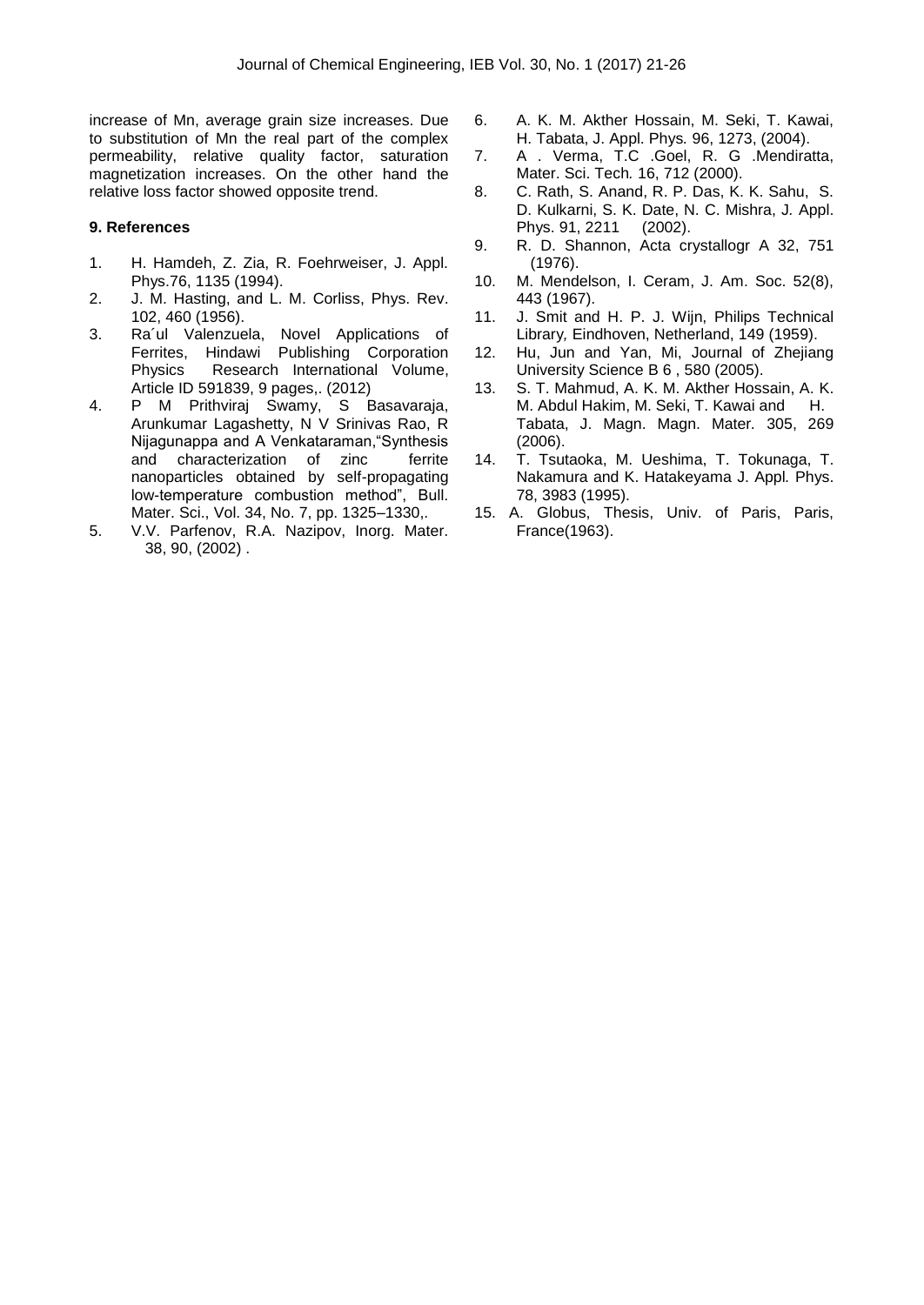increase of Mn, average grain size increases. Due to substitution of Mn the real part of the complex permeability, relative quality factor, saturation magnetization increases. On the other hand the relative loss factor showed opposite trend.

### 9. References

1. H. Hamdeh, Z. Zia, R. Foehrweiser, J. Appl. Phys.76, 1135 (1994).
2. J. M. Hasting, and L. M. Corliss, Phys. Rev. 102, 460 (1956).
3. Ra´ul Valenzuela, Novel Applications of Ferrites, Hindawi Publishing Corporation Physics Research International Volume, Article ID 591839, 9 pages,. (2012)
4. P M Prithviraj Swamy, S Basavaraja, Arunkumar Lagashetty, N V Srinivas Rao, R Nijagunappa and A Venkataraman,"Synthesis and characterization of zinc ferrite nanoparticles obtained by self-propagating low-temperature combustion method", Bull. Mater. Sci., Vol. 34, No. 7, pp. 1325–1330,.
5. V.V. Parfenov, R.A. Nazipov, Inorg. Mater. 38, 90, (2002) .
6. A. K. M. Akther Hossain, M. Seki, T. Kawai, H. Tabata, J. Appl. Phys. 96, 1273, (2004).
7. A . Verma, T.C .Goel, R. G .Mendiratta, Mater. Sci. Tech. 16, 712 (2000).
8. C. Rath, S. Anand, R. P. Das, K. K. Sahu, S. D. Kulkarni, S. K. Date, N. C. Mishra, J. Appl. Phys. 91, 2211 (2002).
9. R. D. Shannon, Acta crystallogr A 32, 751 (1976).
10. M. Mendelson, I. Ceram, J. Am. Soc. 52(8), 443 (1967).
11. J. Smit and H. P. J. Wijn, Philips Technical Library, Eindhoven, Netherland, 149 (1959).
12. Hu, Jun and Yan, Mi, Journal of Zhejiang University Science B 6 , 580 (2005).
13. S. T. Mahmud, A. K. M. Akther Hossain, A. K. M. Abdul Hakim, M. Seki, T. Kawai and H. Tabata, J. Magn. Magn. Mater. 305, 269 (2006).
14. T. Tsutaoka, M. Ueshima, T. Tokunaga, T. Nakamura and K. Hatakeyama J. Appl. Phys. 78, 3983 (1995).
15. A. Globus, Thesis, Univ. of Paris, Paris, France(1963).